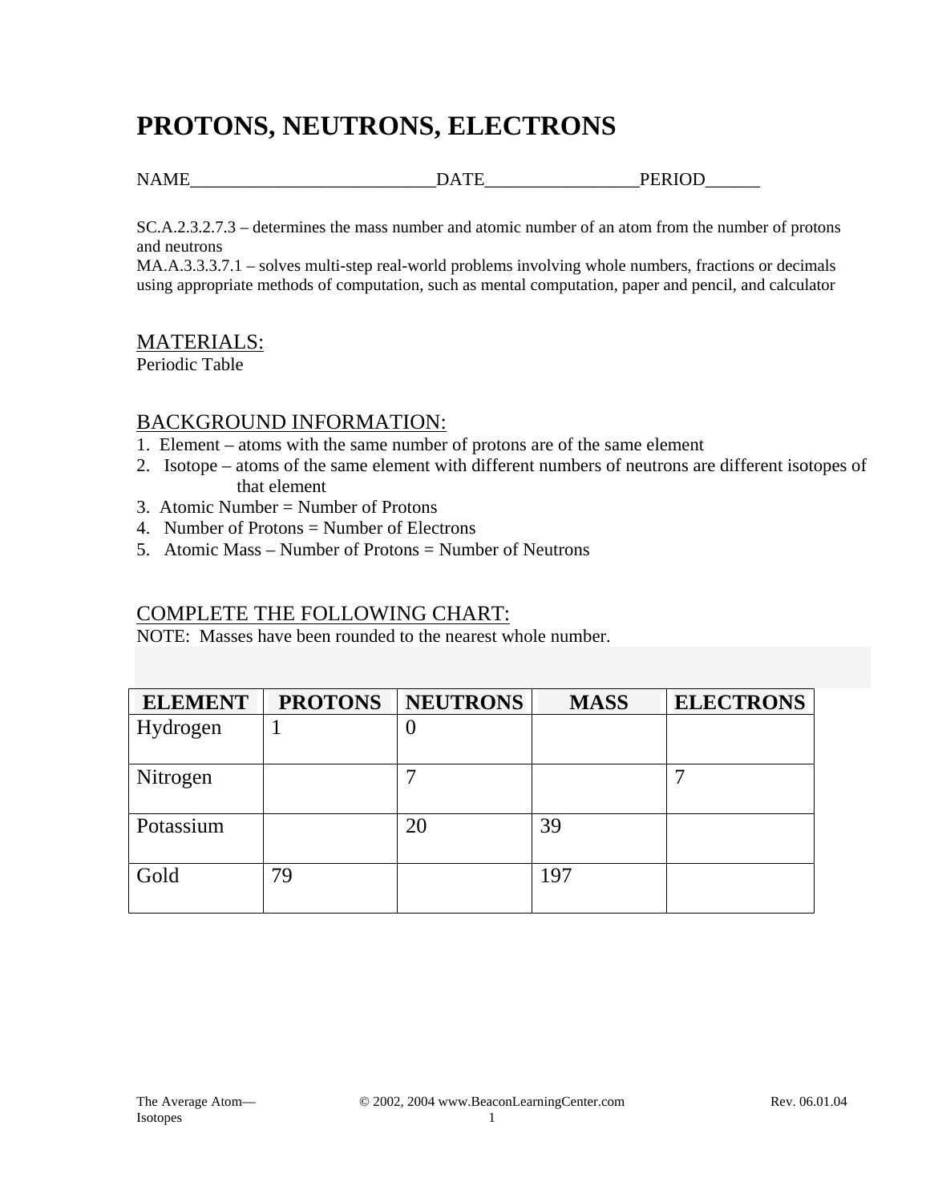# PROTONS, NEUTRONS, ELECTRONS

NAME___________________________DATE_________________PERIOD______

SC.A.2.3.2.7.3 – determines the mass number and atomic number of an atom from the number of protons and neutrons
MA.A.3.3.3.7.1 – solves multi-step real-world problems involving whole numbers, fractions or decimals using appropriate methods of computation, such as mental computation, paper and pencil, and calculator

## MATERIALS:

Periodic Table

## BACKGROUND INFORMATION:

1. Element – atoms with the same number of protons are of the same element
2. Isotope – atoms of the same element with different numbers of neutrons are different isotopes of that element
3. Atomic Number = Number of Protons
4. Number of Protons = Number of Electrons
5. Atomic Mass – Number of Protons = Number of Neutrons

## COMPLETE THE FOLLOWING CHART:

NOTE: Masses have been rounded to the nearest whole number.

| ELEMENT | PROTONS | NEUTRONS | MASS | ELECTRONS |
|---|---|---|---|---|
| Hydrogen | 1 | 0 | | |
| Nitrogen | | 7 | | 7 |
| Potassium | | 20 | 39 | |
| Gold | 79 | | 197 | |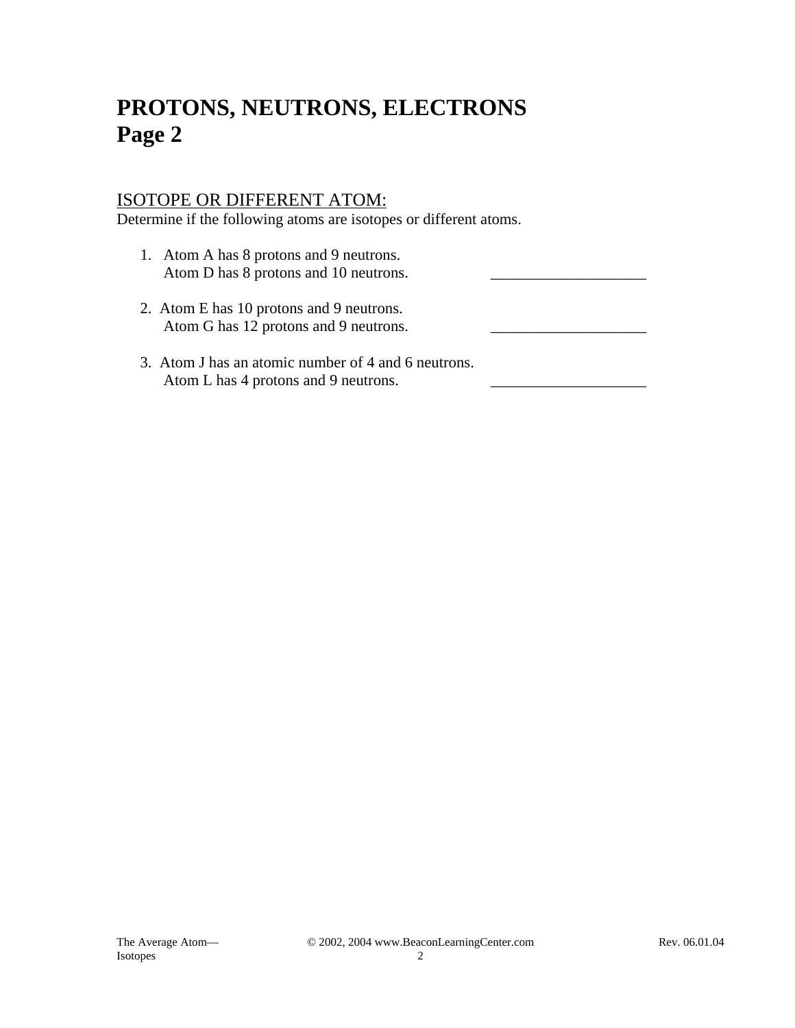# PROTONS, NEUTRONS, ELECTRONS
# Page 2

## <u>ISOTOPE OR DIFFERENT ATOM:</u>

Determine if the following atoms are isotopes or different atoms.

1. Atom A has 8 protons and 9 neutrons.
   Atom D has 8 protons and 10 neutrons. ____________________

2. Atom E has 10 protons and 9 neutrons.
   Atom G has 12 protons and 9 neutrons. ____________________

3. Atom J has an atomic number of 4 and 6 neutrons.
   Atom L has 4 protons and 9 neutrons. ____________________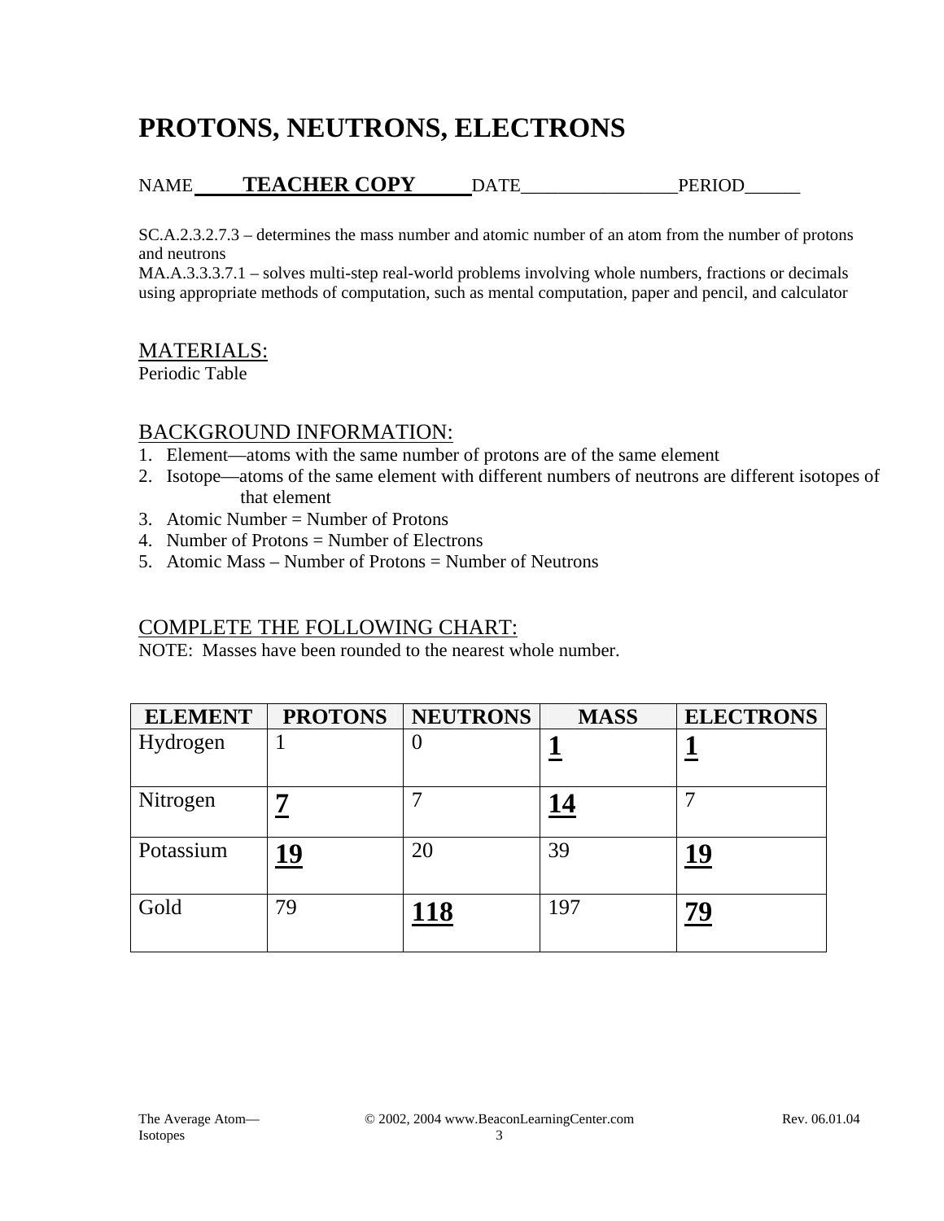# PROTONS, NEUTRONS, ELECTRONS

NAME **TEACHER COPY** DATE________________PERIOD______

SC.A.2.3.2.7.3 – determines the mass number and atomic number of an atom from the number of protons and neutrons
MA.A.3.3.3.7.1 – solves multi-step real-world problems involving whole numbers, fractions or decimals using appropriate methods of computation, such as mental computation, paper and pencil, and calculator

## MATERIALS:

Periodic Table

## BACKGROUND INFORMATION:

1. Element—atoms with the same number of protons are of the same element
2. Isotope—atoms of the same element with different numbers of neutrons are different isotopes of that element
3. Atomic Number = Number of Protons
4. Number of Protons = Number of Electrons
5. Atomic Mass – Number of Protons = Number of Neutrons

## COMPLETE THE FOLLOWING CHART:

NOTE: Masses have been rounded to the nearest whole number.

| ELEMENT | PROTONS | NEUTRONS | MASS | ELECTRONS |
|---|---|---|---|---|
| Hydrogen | 1 | 0 | **1** | **1** |
| Nitrogen | **7** | 7 | **14** | 7 |
| Potassium | **19** | 20 | 39 | **19** |
| Gold | 79 | **118** | 197 | **79** |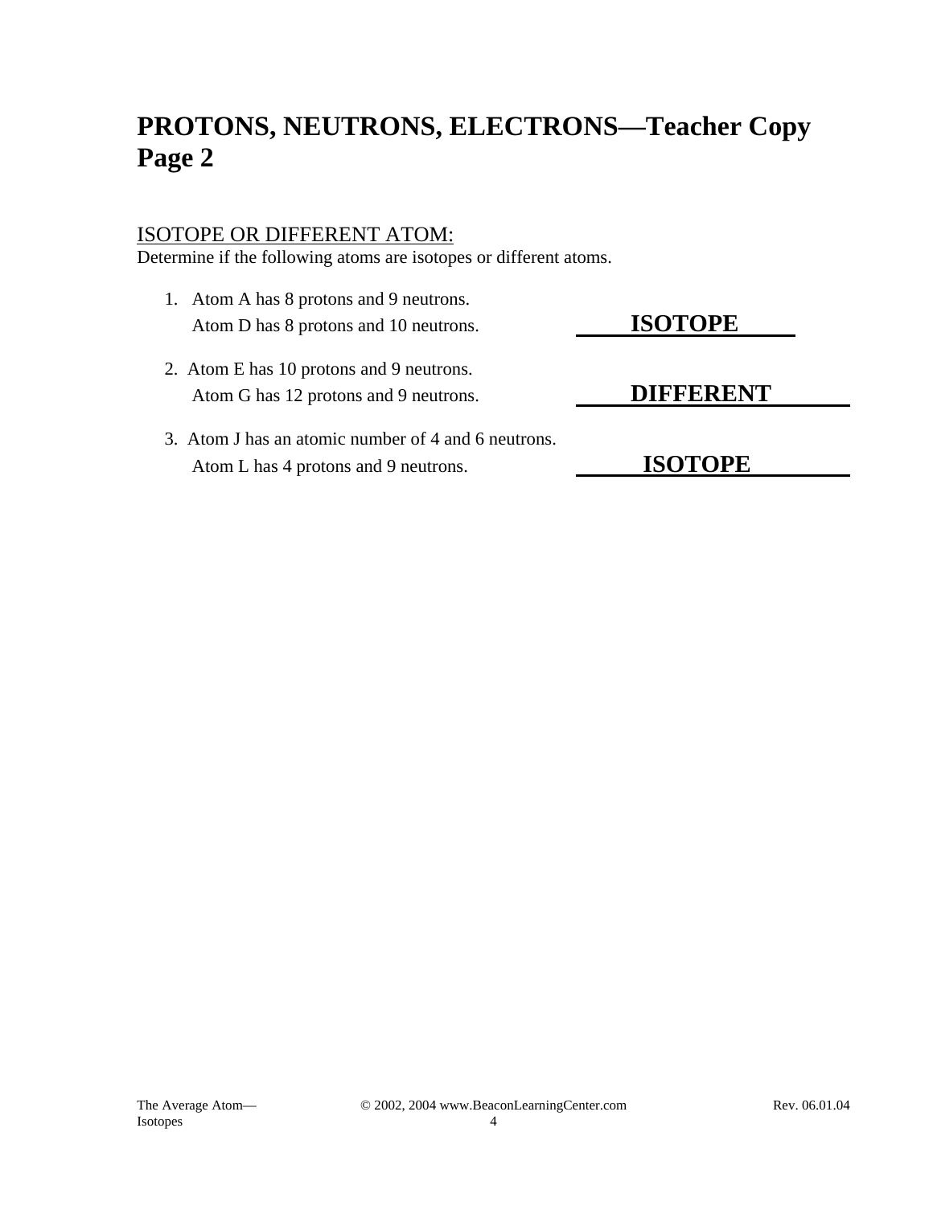# PROTONS, NEUTRONS, ELECTRONS—Teacher Copy Page 2

ISOTOPE OR DIFFERENT ATOM:

Determine if the following atoms are isotopes or different atoms.

1. Atom A has 8 protons and 9 neutrons.
   Atom D has 8 protons and 10 neutrons. **ISOTOPE**

2. Atom E has 10 protons and 9 neutrons.
   Atom G has 12 protons and 9 neutrons. **DIFFERENT**

3. Atom J has an atomic number of 4 and 6 neutrons.
   Atom L has 4 protons and 9 neutrons. **ISOTOPE**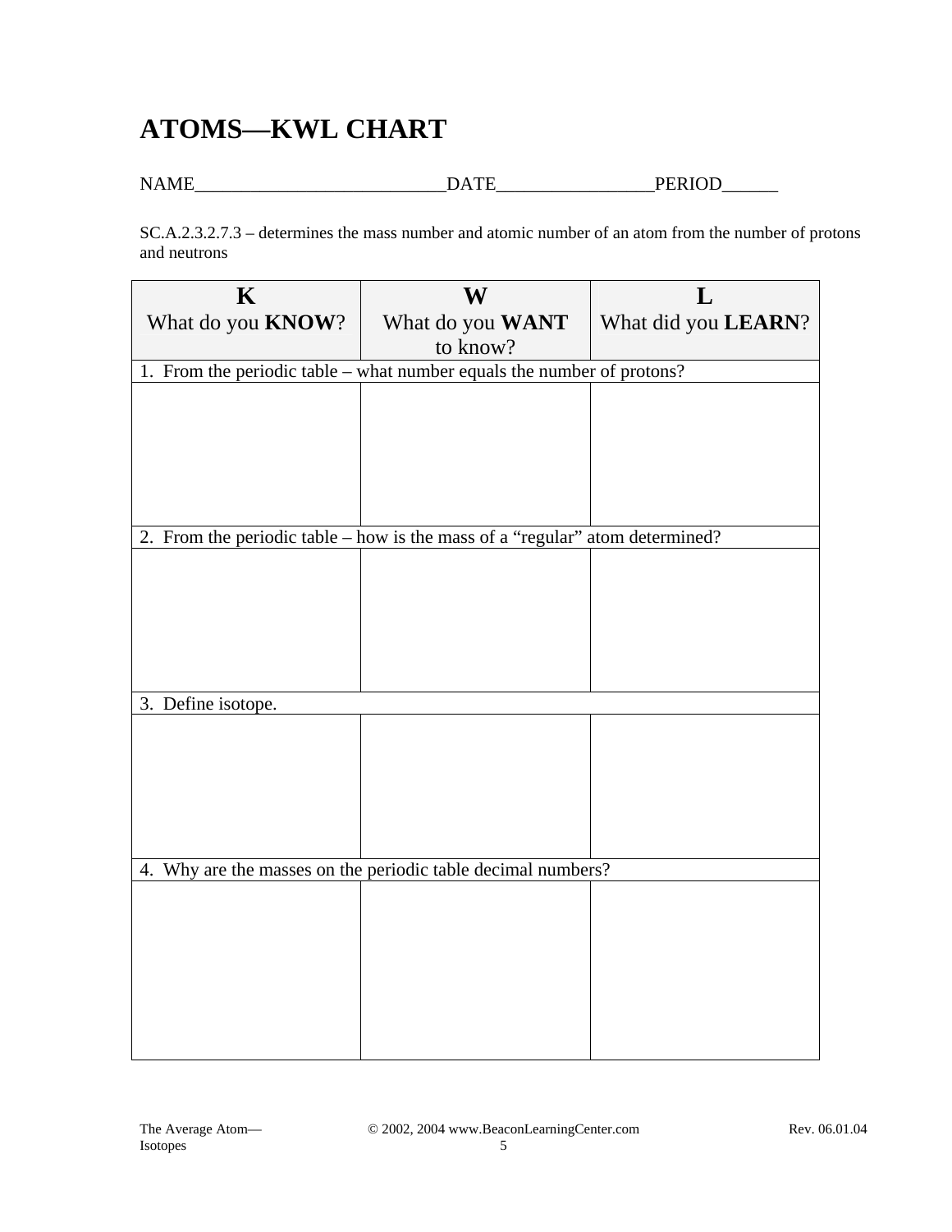# ATOMS—KWL CHART

NAME___________________________DATE_________________PERIOD______

SC.A.2.3.2.7.3 – determines the mass number and atomic number of an atom from the number of protons and neutrons

| **K**<br>What do you **KNOW**? | **W**<br>What do you **WANT** to know? | **L**<br>What did you **LEARN**? |
|---|---|---|
| 1. From the periodic table – what number equals the number of protons? | | |
| | | |
| 2. From the periodic table – how is the mass of a “regular” atom determined? | | |
| | | |
| 3. Define isotope. | | |
| | | |
| 4. Why are the masses on the periodic table decimal numbers? | | |
| | | |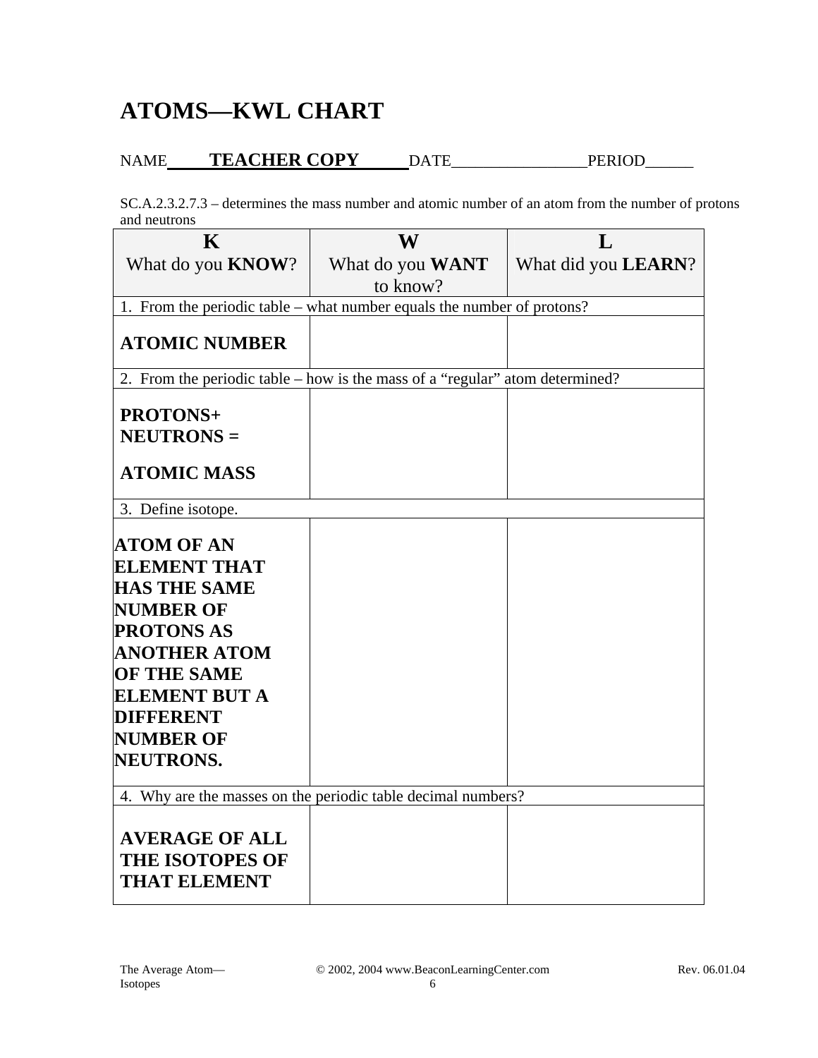# ATOMS—KWL CHART

NAME **TEACHER COPY** DATE________________PERIOD______

SC.A.2.3.2.7.3 – determines the mass number and atomic number of an atom from the number of protons and neutrons

| **K**<br>What do you **KNOW**? | **W**<br>What do you **WANT** to know? | **L**<br>What did you **LEARN**? |
|---|---|---|
| 1. From the periodic table – what number equals the number of protons? | | |
| **ATOMIC NUMBER** | | |
| 2. From the periodic table – how is the mass of a "regular" atom determined? | | |
| **PROTONS+ NEUTRONS =**<br><br>**ATOMIC MASS** | | |
| 3. Define isotope. | | |
| **ATOM OF AN ELEMENT THAT HAS THE SAME NUMBER OF PROTONS AS ANOTHER ATOM OF THE SAME ELEMENT BUT A DIFFERENT NUMBER OF NEUTRONS.** | | |
| 4. Why are the masses on the periodic table decimal numbers? | | |
| **AVERAGE OF ALL THE ISOTOPES OF THAT ELEMENT** | | |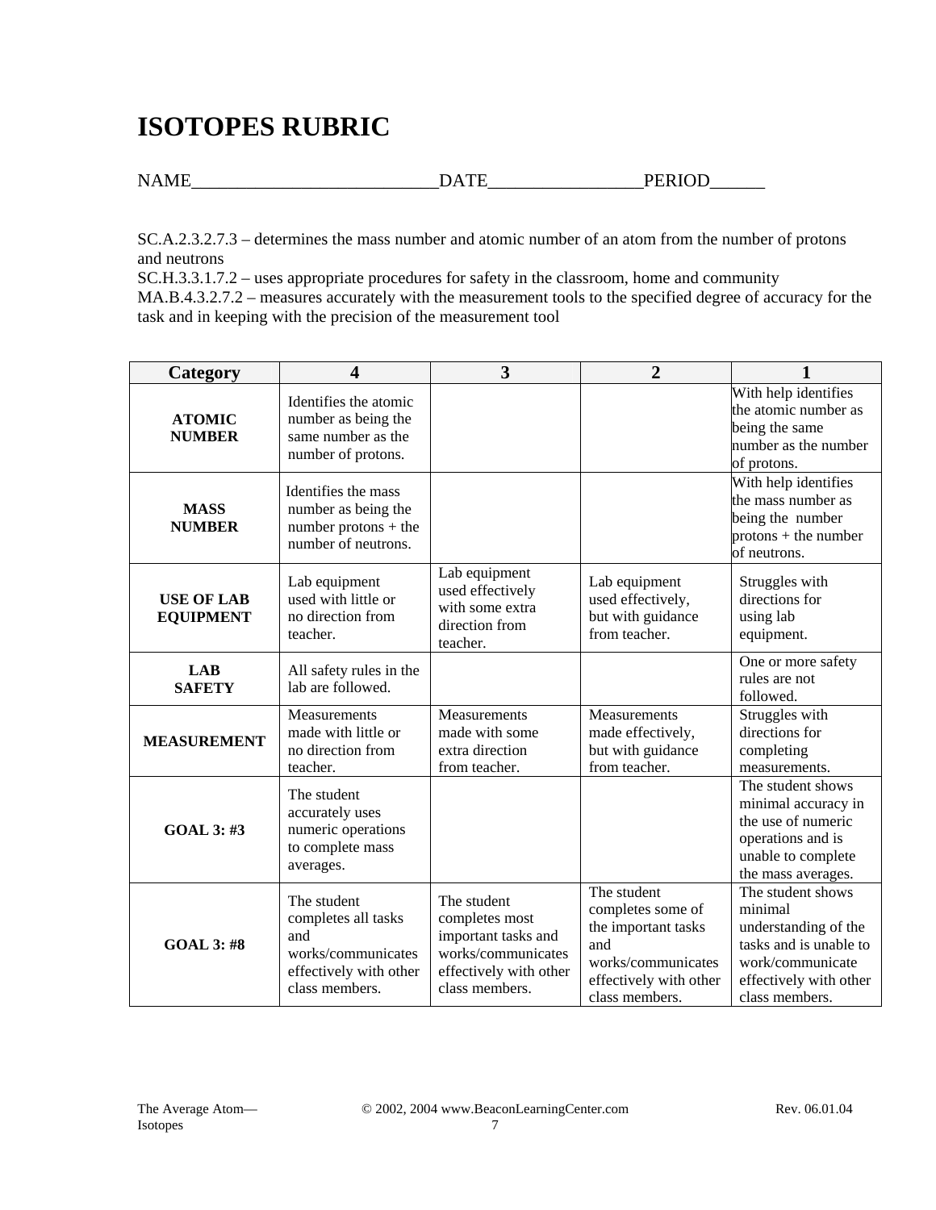# ISOTOPES RUBRIC

NAME___________________________DATE_________________PERIOD______

SC.A.2.3.2.7.3 – determines the mass number and atomic number of an atom from the number of protons and neutrons
SC.H.3.3.1.7.2 – uses appropriate procedures for safety in the classroom, home and community
MA.B.4.3.2.7.2 – measures accurately with the measurement tools to the specified degree of accuracy for the task and in keeping with the precision of the measurement tool

| Category | 4 | 3 | 2 | 1 |
|---|---|---|---|---|
| **ATOMIC NUMBER** | Identifies the atomic number as being the same number as the number of protons. | | | With help identifies the atomic number as being the same number as the number of protons. |
| **MASS NUMBER** | Identifies the mass number as being the number protons + the number of neutrons. | | | With help identifies the mass number as being the number protons + the number of neutrons. |
| **USE OF LAB EQUIPMENT** | Lab equipment used with little or no direction from teacher. | Lab equipment used effectively with some extra direction from teacher. | Lab equipment used effectively, but with guidance from teacher. | Struggles with directions for using lab equipment. |
| **LAB SAFETY** | All safety rules in the lab are followed. | | | One or more safety rules are not followed. |
| **MEASUREMENT** | Measurements made with little or no direction from teacher. | Measurements made with some extra direction from teacher. | Measurements made effectively, but with guidance from teacher. | Struggles with directions for completing measurements. |
| **GOAL 3: #3** | The student accurately uses numeric operations to complete mass averages. | | | The student shows minimal accuracy in the use of numeric operations and is unable to complete the mass averages. |
| **GOAL 3: #8** | The student completes all tasks and works/communicates effectively with other class members. | The student completes most important tasks and works/communicates effectively with other class members. | The student completes some of the important tasks and works/communicates effectively with other class members. | The student shows minimal understanding of the tasks and is unable to work/communicate effectively with other class members. |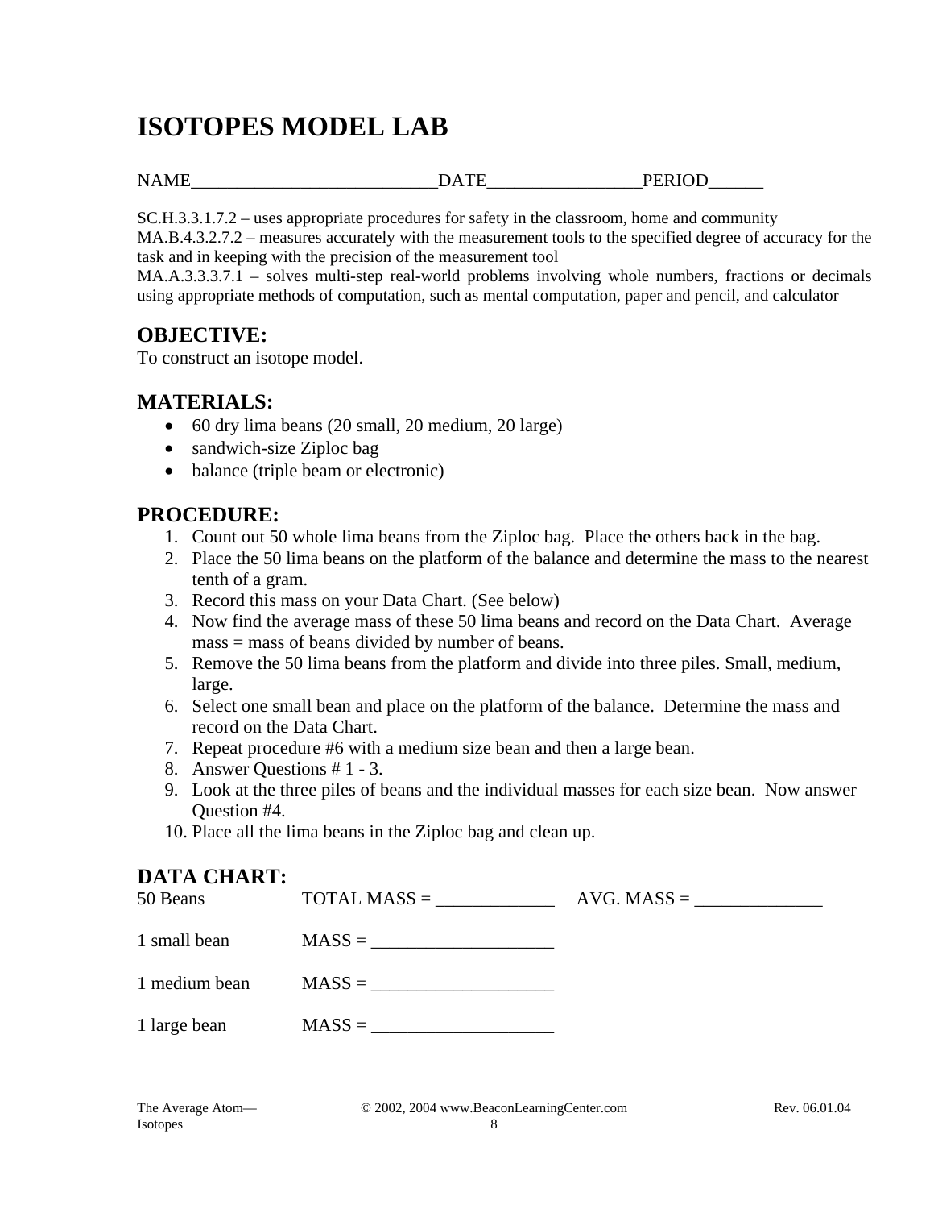# ISOTOPES MODEL LAB

NAME____________________________DATE_________________PERIOD______

SC.H.3.3.1.7.2 – uses appropriate procedures for safety in the classroom, home and community
MA.B.4.3.2.7.2 – measures accurately with the measurement tools to the specified degree of accuracy for the task and in keeping with the precision of the measurement tool
MA.A.3.3.3.7.1 – solves multi-step real-world problems involving whole numbers, fractions or decimals using appropriate methods of computation, such as mental computation, paper and pencil, and calculator

## OBJECTIVE:

To construct an isotope model.

## MATERIALS:

- 60 dry lima beans (20 small, 20 medium, 20 large)
- sandwich-size Ziploc bag
- balance (triple beam or electronic)

## PROCEDURE:

1. Count out 50 whole lima beans from the Ziploc bag. Place the others back in the bag.
2. Place the 50 lima beans on the platform of the balance and determine the mass to the nearest tenth of a gram.
3. Record this mass on your Data Chart. (See below)
4. Now find the average mass of these 50 lima beans and record on the Data Chart. Average mass = mass of beans divided by number of beans.
5. Remove the 50 lima beans from the platform and divide into three piles. Small, medium, large.
6. Select one small bean and place on the platform of the balance. Determine the mass and record on the Data Chart.
7. Repeat procedure #6 with a medium size bean and then a large bean.
8. Answer Questions # 1 - 3.
9. Look at the three piles of beans and the individual masses for each size bean. Now answer Question #4.
10. Place all the lima beans in the Ziploc bag and clean up.

## DATA CHART:

50 Beans TOTAL MASS = _____________ AVG. MASS = ______________

1 small bean MASS = ____________________

1 medium bean MASS = ____________________

1 large bean MASS = ____________________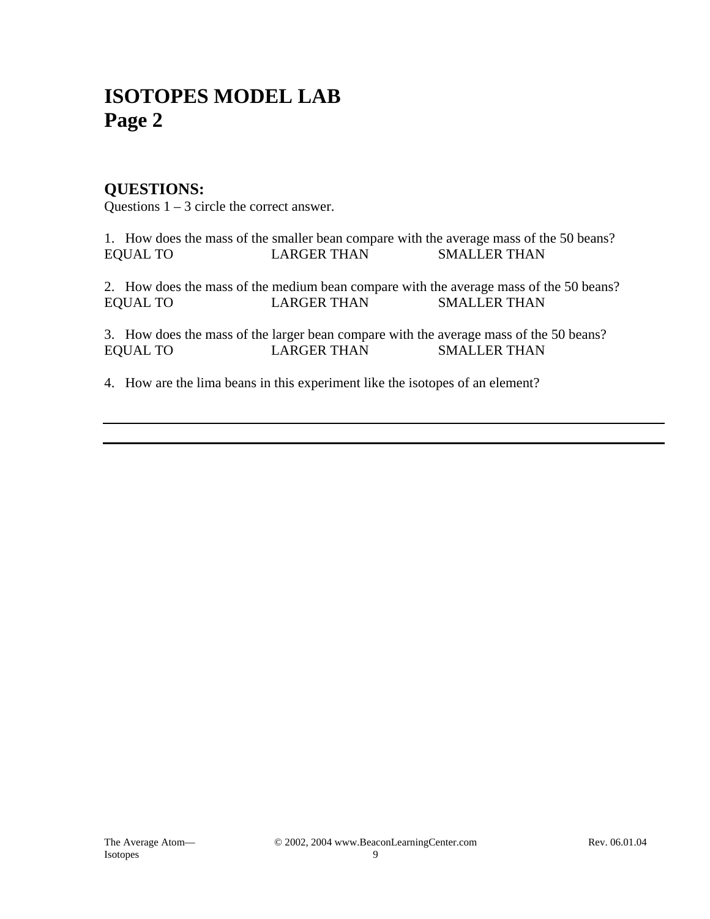# ISOTOPES MODEL LAB
# Page 2

## QUESTIONS:

Questions 1 – 3 circle the correct answer.

1. How does the mass of the smaller bean compare with the average mass of the 50 beans?
EQUAL TO LARGER THAN SMALLER THAN

2. How does the mass of the medium bean compare with the average mass of the 50 beans?
EQUAL TO LARGER THAN SMALLER THAN

3. How does the mass of the larger bean compare with the average mass of the 50 beans?
EQUAL TO LARGER THAN SMALLER THAN

4. How are the lima beans in this experiment like the isotopes of an element?

___

___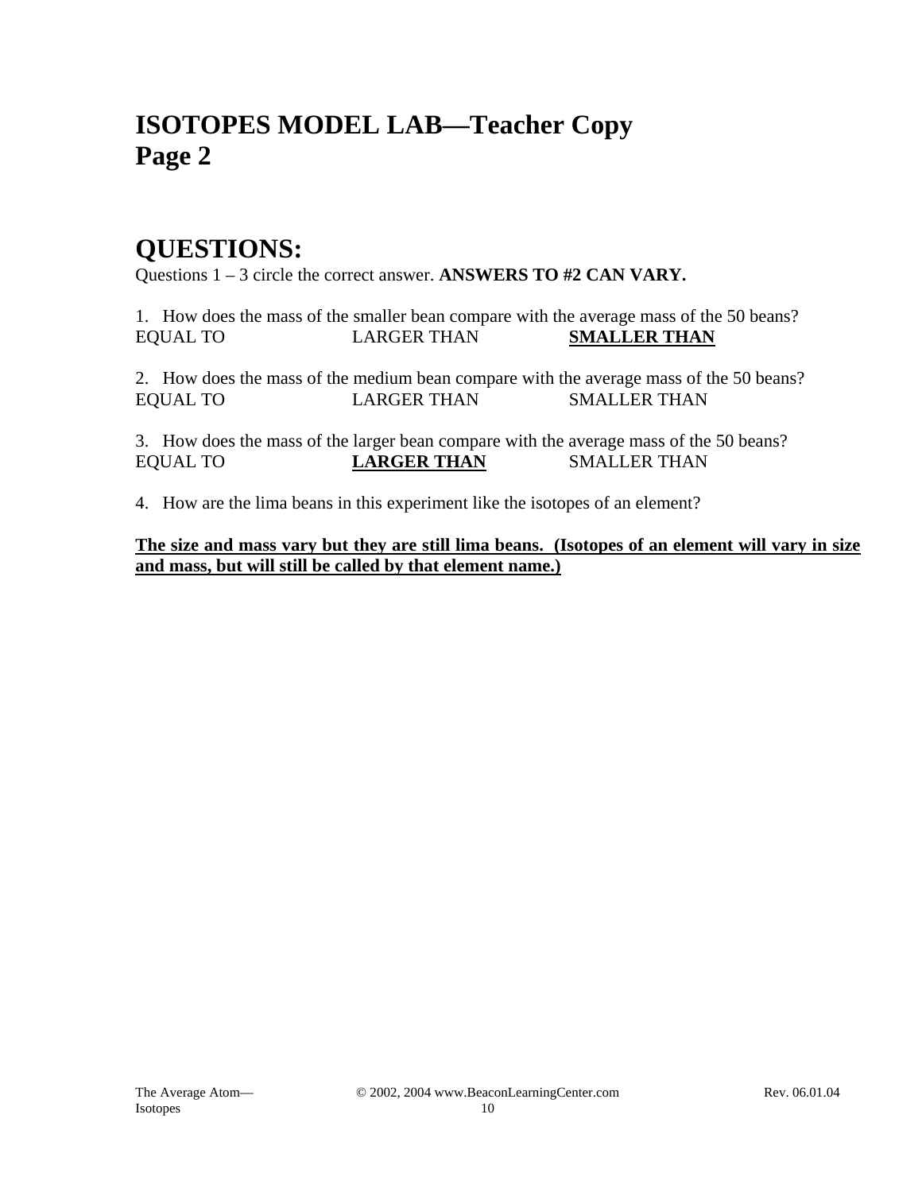# ISOTOPES MODEL LAB—Teacher Copy
# Page 2

## QUESTIONS:

Questions 1 – 3 circle the correct answer. **ANSWERS TO #2 CAN VARY.**

1. How does the mass of the smaller bean compare with the average mass of the 50 beans?

EQUAL TO　　　LARGER THAN　　　**SMALLER THAN**

2. How does the mass of the medium bean compare with the average mass of the 50 beans?

EQUAL TO　　　LARGER THAN　　　SMALLER THAN

3. How does the mass of the larger bean compare with the average mass of the 50 beans?

EQUAL TO　　　**LARGER THAN**　　　SMALLER THAN

4. How are the lima beans in this experiment like the isotopes of an element?

**The size and mass vary but they are still lima beans. (Isotopes of an element will vary in size and mass, but will still be called by that element name.)**